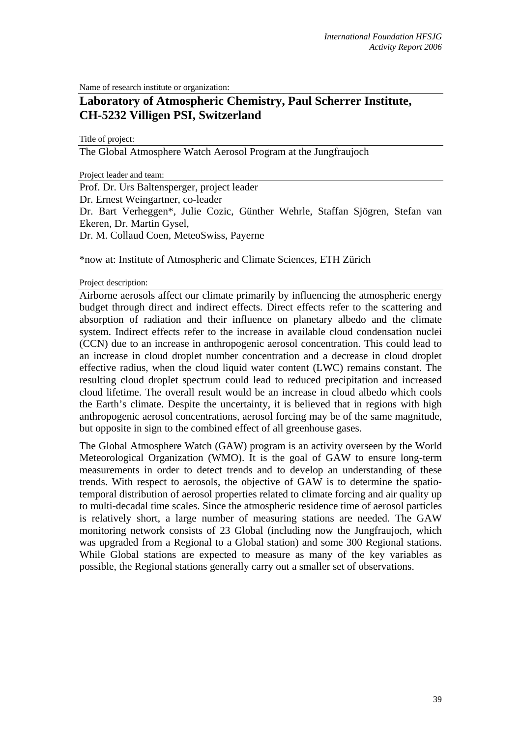Name of research institute or organization:

## Laboratory of Atmospheric Chemistry, Paul Scherrer Institute, CH-5232 Villigen PSI, Switzerland

Title of project:

The Global Atmosphere Watch Aerosol Program at the Jungfraujoch

Project leader and team:

Prof. Dr. Urs Baltensperger, project leader
Dr. Ernest Weingartner, co-leader
Dr. Bart Verheggen*, Julie Cozic, Günther Wehrle, Staffan Sjögren, Stefan van Ekeren, Dr. Martin Gysel,
Dr. M. Collaud Coen, MeteoSwiss, Payerne

*now at: Institute of Atmospheric and Climate Sciences, ETH Zürich

Project description:

Airborne aerosols affect our climate primarily by influencing the atmospheric energy budget through direct and indirect effects. Direct effects refer to the scattering and absorption of radiation and their influence on planetary albedo and the climate system. Indirect effects refer to the increase in available cloud condensation nuclei (CCN) due to an increase in anthropogenic aerosol concentration. This could lead to an increase in cloud droplet number concentration and a decrease in cloud droplet effective radius, when the cloud liquid water content (LWC) remains constant. The resulting cloud droplet spectrum could lead to reduced precipitation and increased cloud lifetime. The overall result would be an increase in cloud albedo which cools the Earth's climate. Despite the uncertainty, it is believed that in regions with high anthropogenic aerosol concentrations, aerosol forcing may be of the same magnitude, but opposite in sign to the combined effect of all greenhouse gases.

The Global Atmosphere Watch (GAW) program is an activity overseen by the World Meteorological Organization (WMO). It is the goal of GAW to ensure long-term measurements in order to detect trends and to develop an understanding of these trends. With respect to aerosols, the objective of GAW is to determine the spatio-temporal distribution of aerosol properties related to climate forcing and air quality up to multi-decadal time scales. Since the atmospheric residence time of aerosol particles is relatively short, a large number of measuring stations are needed. The GAW monitoring network consists of 23 Global (including now the Jungfraujoch, which was upgraded from a Regional to a Global station) and some 300 Regional stations. While Global stations are expected to measure as many of the key variables as possible, the Regional stations generally carry out a smaller set of observations.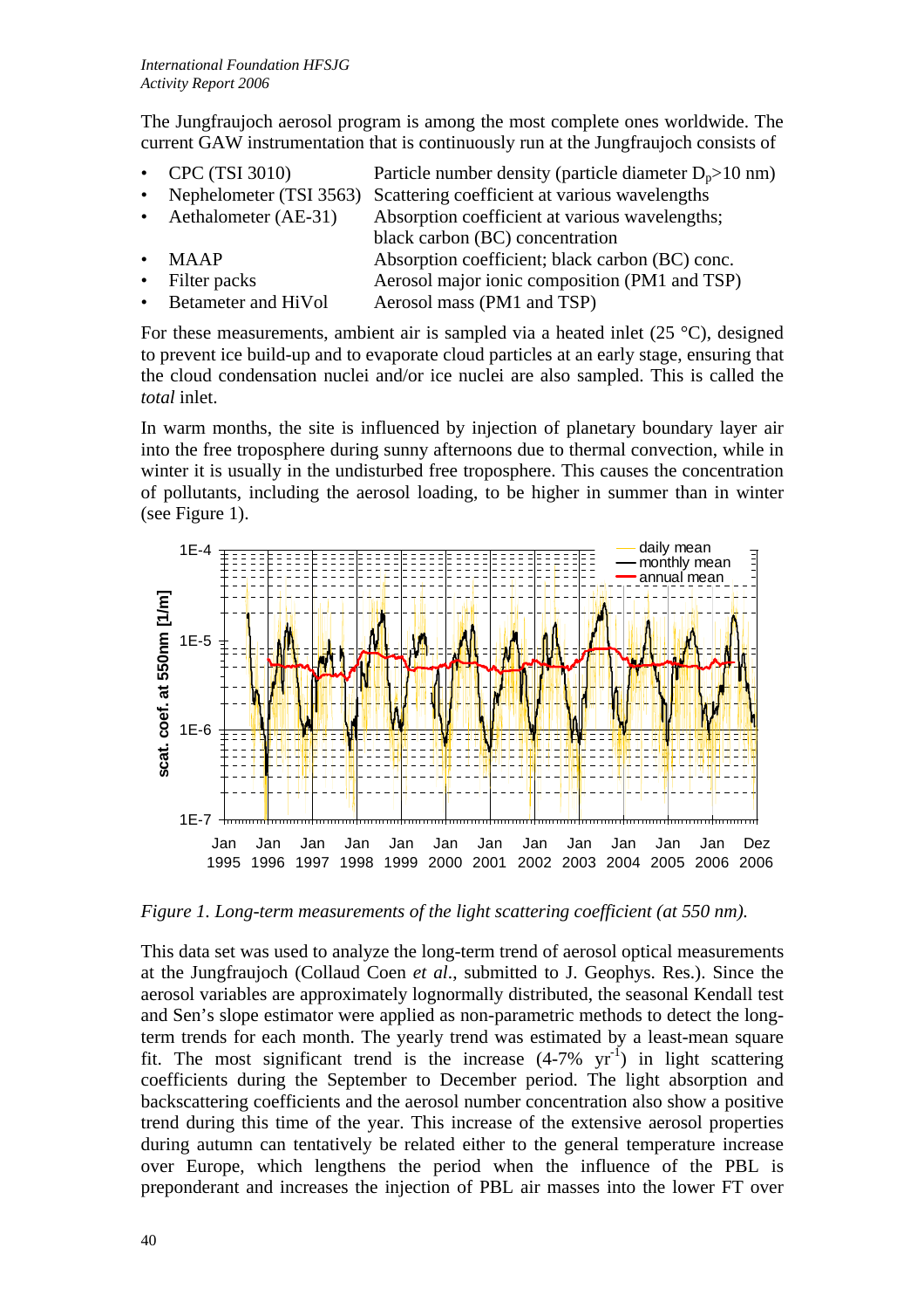The Jungfraujoch aerosol program is among the most complete ones worldwide. The current GAW instrumentation that is continuously run at the Jungfraujoch consists of

- CPC (TSI 3010) — Particle number density (particle diameter $D_p$>10 nm)
- Nephelometer (TSI 3563) — Scattering coefficient at various wavelengths
- Aethalometer (AE-31) — Absorption coefficient at various wavelengths; black carbon (BC) concentration
- MAAP — Absorption coefficient; black carbon (BC) conc.
- Filter packs — Aerosol major ionic composition (PM1 and TSP)
- Betameter and HiVol — Aerosol mass (PM1 and TSP)

For these measurements, ambient air is sampled via a heated inlet (25 °C), designed to prevent ice build-up and to evaporate cloud particles at an early stage, ensuring that the cloud condensation nuclei and/or ice nuclei are also sampled. This is called the *total* inlet.

In warm months, the site is influenced by injection of planetary boundary layer air into the free troposphere during sunny afternoons due to thermal convection, while in winter it is usually in the undisturbed free troposphere. This causes the concentration of pollutants, including the aerosol loading, to be higher in summer than in winter (see Figure 1).

*Figure 1. Long-term measurements of the light scattering coefficient (at 550 nm).*

This data set was used to analyze the long-term trend of aerosol optical measurements at the Jungfraujoch (Collaud Coen *et al*., submitted to J. Geophys. Res.). Since the aerosol variables are approximately lognormally distributed, the seasonal Kendall test and Sen's slope estimator were applied as non-parametric methods to detect the long-term trends for each month. The yearly trend was estimated by a least-mean square fit. The most significant trend is the increase (4-7% $yr^{-1}$) in light scattering coefficients during the September to December period. The light absorption and backscattering coefficients and the aerosol number concentration also show a positive trend during this time of the year. This increase of the extensive aerosol properties during autumn can tentatively be related either to the general temperature increase over Europe, which lengthens the period when the influence of the PBL is preponderant and increases the injection of PBL air masses into the lower FT over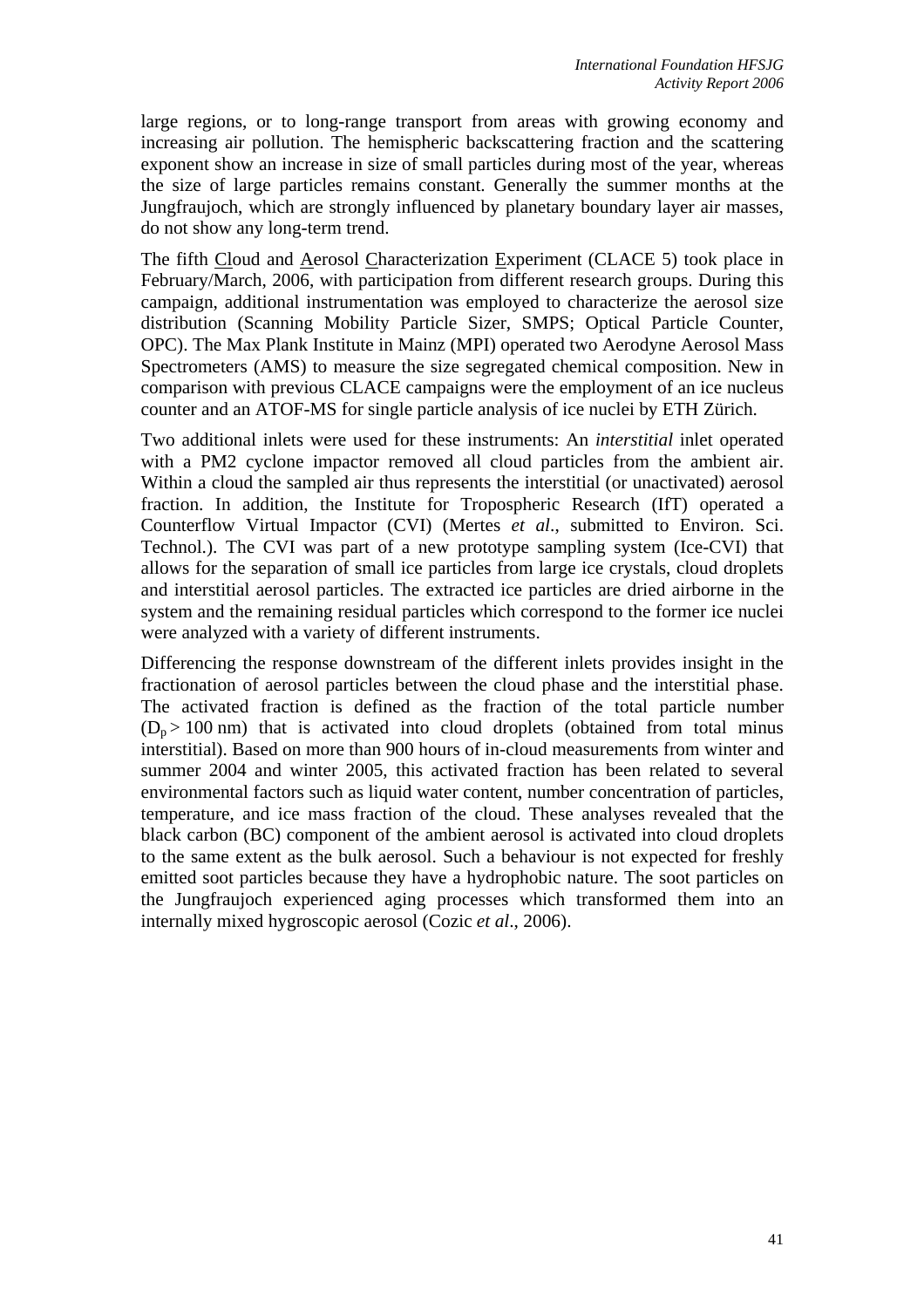large regions, or to long-range transport from areas with growing economy and increasing air pollution. The hemispheric backscattering fraction and the scattering exponent show an increase in size of small particles during most of the year, whereas the size of large particles remains constant. Generally the summer months at the Jungfraujoch, which are strongly influenced by planetary boundary layer air masses, do not show any long-term trend.

The fifth Cloud and Aerosol Characterization Experiment (CLACE 5) took place in February/March, 2006, with participation from different research groups. During this campaign, additional instrumentation was employed to characterize the aerosol size distribution (Scanning Mobility Particle Sizer, SMPS; Optical Particle Counter, OPC). The Max Plank Institute in Mainz (MPI) operated two Aerodyne Aerosol Mass Spectrometers (AMS) to measure the size segregated chemical composition. New in comparison with previous CLACE campaigns were the employment of an ice nucleus counter and an ATOF-MS for single particle analysis of ice nuclei by ETH Zürich.

Two additional inlets were used for these instruments: An *interstitial* inlet operated with a PM2 cyclone impactor removed all cloud particles from the ambient air. Within a cloud the sampled air thus represents the interstitial (or unactivated) aerosol fraction. In addition, the Institute for Tropospheric Research (IfT) operated a Counterflow Virtual Impactor (CVI) (Mertes *et al*., submitted to Environ. Sci. Technol.). The CVI was part of a new prototype sampling system (Ice-CVI) that allows for the separation of small ice particles from large ice crystals, cloud droplets and interstitial aerosol particles. The extracted ice particles are dried airborne in the system and the remaining residual particles which correspond to the former ice nuclei were analyzed with a variety of different instruments.

Differencing the response downstream of the different inlets provides insight in the fractionation of aerosol particles between the cloud phase and the interstitial phase. The activated fraction is defined as the fraction of the total particle number ($D_p > 100$ nm) that is activated into cloud droplets (obtained from total minus interstitial). Based on more than 900 hours of in-cloud measurements from winter and summer 2004 and winter 2005, this activated fraction has been related to several environmental factors such as liquid water content, number concentration of particles, temperature, and ice mass fraction of the cloud. These analyses revealed that the black carbon (BC) component of the ambient aerosol is activated into cloud droplets to the same extent as the bulk aerosol. Such a behaviour is not expected for freshly emitted soot particles because they have a hydrophobic nature. The soot particles on the Jungfraujoch experienced aging processes which transformed them into an internally mixed hygroscopic aerosol (Cozic *et al*., 2006).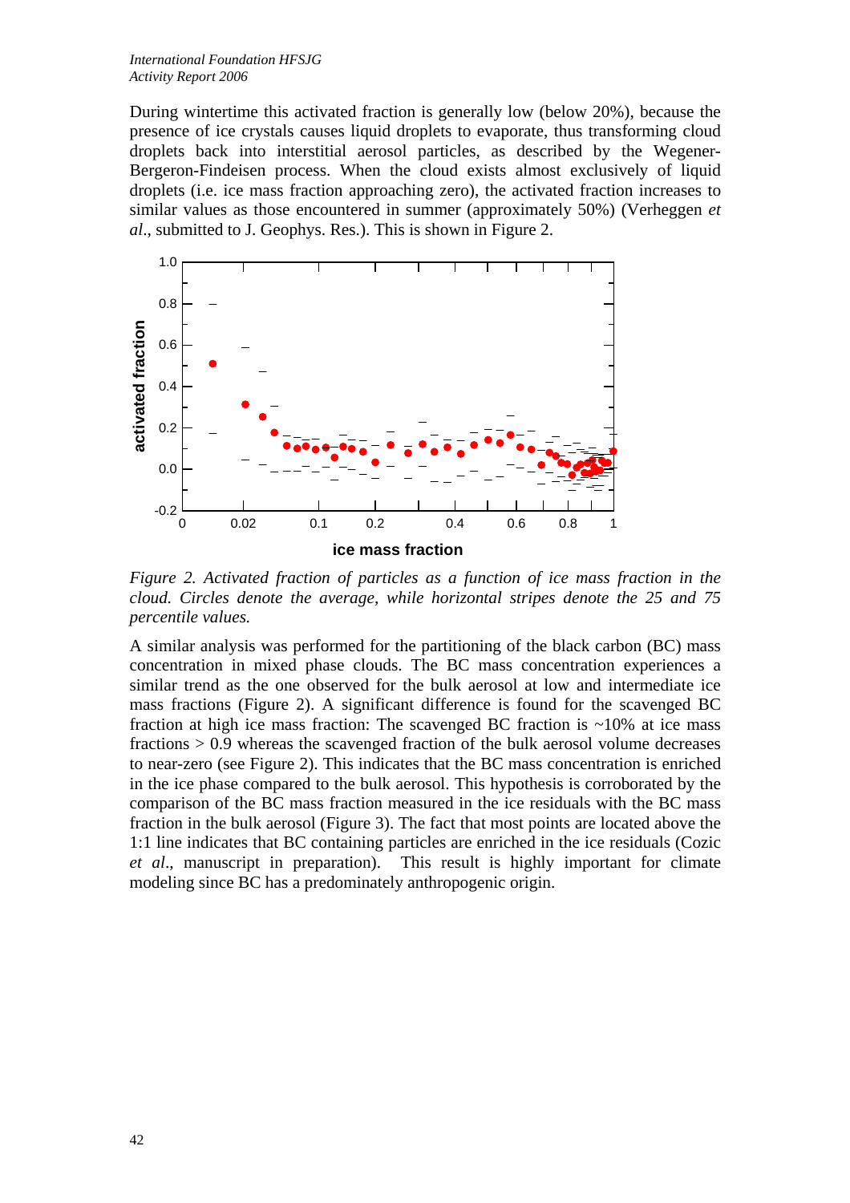During wintertime this activated fraction is generally low (below 20%), because the presence of ice crystals causes liquid droplets to evaporate, thus transforming cloud droplets back into interstitial aerosol particles, as described by the Wegener-Bergeron-Findeisen process. When the cloud exists almost exclusively of liquid droplets (i.e. ice mass fraction approaching zero), the activated fraction increases to similar values as those encountered in summer (approximately 50%) (Verheggen *et al*., submitted to J. Geophys. Res.). This is shown in Figure 2.

*Figure 2. Activated fraction of particles as a function of ice mass fraction in the cloud. Circles denote the average, while horizontal stripes denote the 25 and 75 percentile values.*

A similar analysis was performed for the partitioning of the black carbon (BC) mass concentration in mixed phase clouds. The BC mass concentration experiences a similar trend as the one observed for the bulk aerosol at low and intermediate ice mass fractions (Figure 2). A significant difference is found for the scavenged BC fraction at high ice mass fraction: The scavenged BC fraction is ~10% at ice mass fractions > 0.9 whereas the scavenged fraction of the bulk aerosol volume decreases to near-zero (see Figure 2). This indicates that the BC mass concentration is enriched in the ice phase compared to the bulk aerosol. This hypothesis is corroborated by the comparison of the BC mass fraction measured in the ice residuals with the BC mass fraction in the bulk aerosol (Figure 3). The fact that most points are located above the 1:1 line indicates that BC containing particles are enriched in the ice residuals (Cozic *et al*., manuscript in preparation). This result is highly important for climate modeling since BC has a predominately anthropogenic origin.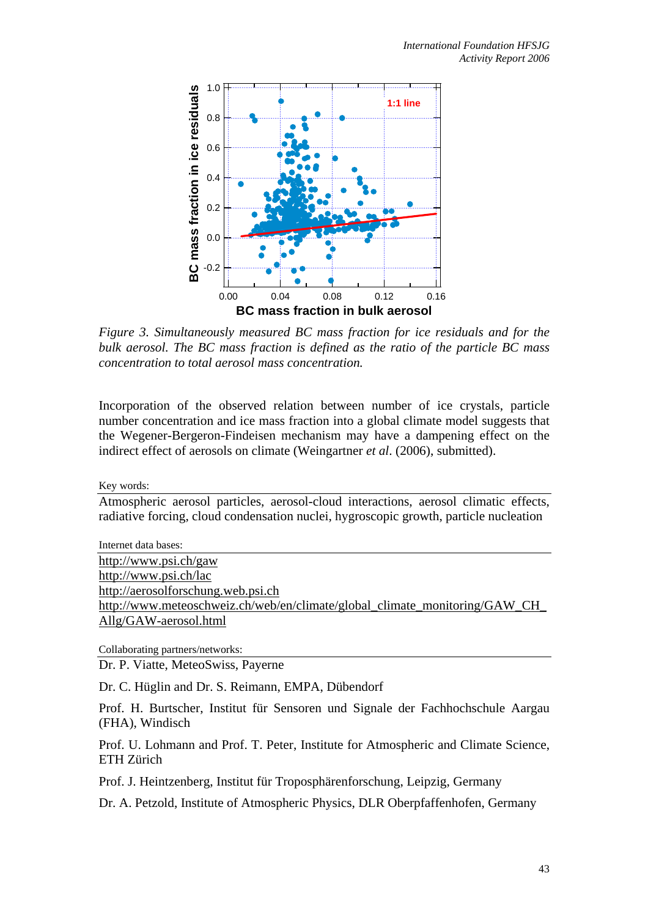*Figure 3. Simultaneously measured BC mass fraction for ice residuals and for the bulk aerosol. The BC mass fraction is defined as the ratio of the particle BC mass concentration to total aerosol mass concentration.*

Incorporation of the observed relation between number of ice crystals, particle number concentration and ice mass fraction into a global climate model suggests that the Wegener-Bergeron-Findeisen mechanism may have a dampening effect on the indirect effect of aerosols on climate (Weingartner *et al*. (2006), submitted).

Key words:

Atmospheric aerosol particles, aerosol-cloud interactions, aerosol climatic effects, radiative forcing, cloud condensation nuclei, hygroscopic growth, particle nucleation

Internet data bases:

http://www.psi.ch/gaw
http://www.psi.ch/lac
http://aerosolforschung.web.psi.ch
http://www.meteoschweiz.ch/web/en/climate/global_climate_monitoring/GAW_CH_Allg/GAW-aerosol.html

Collaborating partners/networks:

Dr. P. Viatte, MeteoSwiss, Payerne

Dr. C. Hüglin and Dr. S. Reimann, EMPA, Dübendorf

Prof. H. Burtscher, Institut für Sensoren und Signale der Fachhochschule Aargau (FHA), Windisch

Prof. U. Lohmann and Prof. T. Peter, Institute for Atmospheric and Climate Science, ETH Zürich

Prof. J. Heintzenberg, Institut für Troposphärenforschung, Leipzig, Germany

Dr. A. Petzold, Institute of Atmospheric Physics, DLR Oberpfaffenhofen, Germany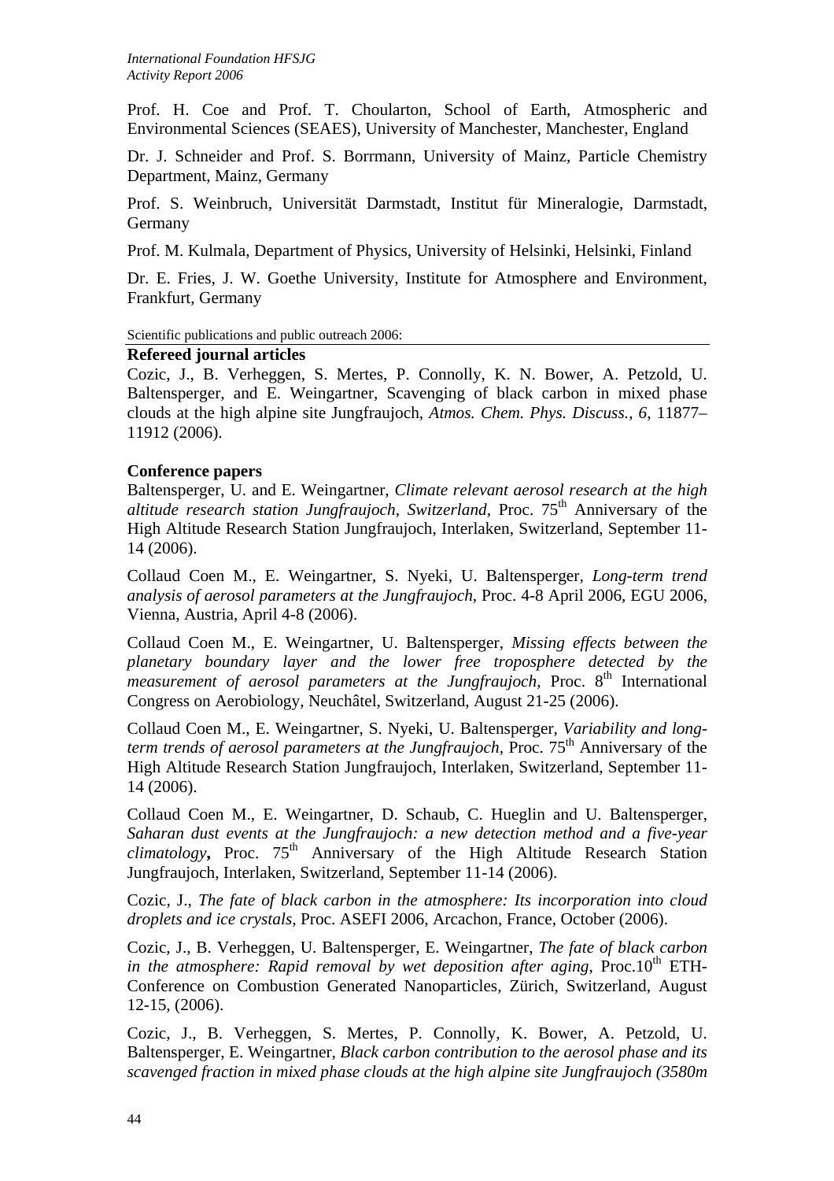Prof. H. Coe and Prof. T. Choularton, School of Earth, Atmospheric and Environmental Sciences (SEAES), University of Manchester, Manchester, England

Dr. J. Schneider and Prof. S. Borrmann, University of Mainz, Particle Chemistry Department, Mainz, Germany

Prof. S. Weinbruch, Universität Darmstadt, Institut für Mineralogie, Darmstadt, Germany

Prof. M. Kulmala, Department of Physics, University of Helsinki, Helsinki, Finland

Dr. E. Fries, J. W. Goethe University, Institute for Atmosphere and Environment, Frankfurt, Germany

Scientific publications and public outreach 2006:

**Refereed journal articles**

Cozic, J., B. Verheggen, S. Mertes, P. Connolly, K. N. Bower, A. Petzold, U. Baltensperger, and E. Weingartner, Scavenging of black carbon in mixed phase clouds at the high alpine site Jungfraujoch, *Atmos. Chem. Phys. Discuss.*, *6*, 11877–11912 (2006).

**Conference papers**

Baltensperger, U. and E. Weingartner, *Climate relevant aerosol research at the high altitude research station Jungfraujoch, Switzerland*, Proc. 75th Anniversary of the High Altitude Research Station Jungfraujoch, Interlaken, Switzerland, September 11-14 (2006).

Collaud Coen M., E. Weingartner, S. Nyeki, U. Baltensperger, *Long-term trend analysis of aerosol parameters at the Jungfraujoch*, Proc. 4-8 April 2006, EGU 2006, Vienna, Austria, April 4-8 (2006).

Collaud Coen M., E. Weingartner, U. Baltensperger, *Missing effects between the planetary boundary layer and the lower free troposphere detected by the measurement of aerosol parameters at the Jungfraujoch*, Proc. 8th International Congress on Aerobiology, Neuchâtel, Switzerland, August 21-25 (2006).

Collaud Coen M., E. Weingartner, S. Nyeki, U. Baltensperger, *Variability and long-term trends of aerosol parameters at the Jungfraujoch*, Proc. 75th Anniversary of the High Altitude Research Station Jungfraujoch, Interlaken, Switzerland, September 11-14 (2006).

Collaud Coen M., E. Weingartner, D. Schaub, C. Hueglin and U. Baltensperger, *Saharan dust events at the Jungfraujoch: a new detection method and a five-year climatology***,** Proc. 75th Anniversary of the High Altitude Research Station Jungfraujoch, Interlaken, Switzerland, September 11-14 (2006).

Cozic, J., *The fate of black carbon in the atmosphere: Its incorporation into cloud droplets and ice crystals*, Proc. ASEFI 2006, Arcachon, France, October (2006).

Cozic, J., B. Verheggen, U. Baltensperger, E. Weingartner, *The fate of black carbon in the atmosphere: Rapid removal by wet deposition after aging*, Proc.10th ETH-Conference on Combustion Generated Nanoparticles, Zürich, Switzerland, August 12-15, (2006).

Cozic, J., B. Verheggen, S. Mertes, P. Connolly, K. Bower, A. Petzold, U. Baltensperger, E. Weingartner, *Black carbon contribution to the aerosol phase and its scavenged fraction in mixed phase clouds at the high alpine site Jungfraujoch (3580m*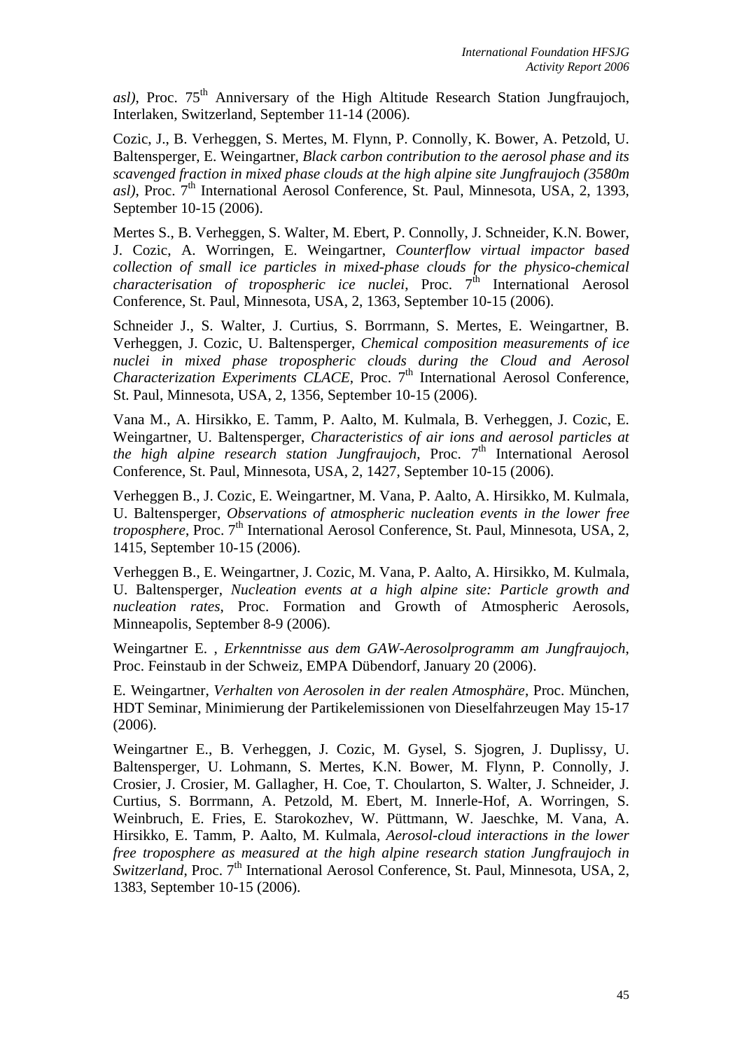*asl)*, Proc. 75th Anniversary of the High Altitude Research Station Jungfraujoch, Interlaken, Switzerland, September 11-14 (2006).

Cozic, J., B. Verheggen, S. Mertes, M. Flynn, P. Connolly, K. Bower, A. Petzold, U. Baltensperger, E. Weingartner, *Black carbon contribution to the aerosol phase and its scavenged fraction in mixed phase clouds at the high alpine site Jungfraujoch (3580m asl)*, Proc. 7th International Aerosol Conference, St. Paul, Minnesota, USA, 2, 1393, September 10-15 (2006).

Mertes S., B. Verheggen, S. Walter, M. Ebert, P. Connolly, J. Schneider, K.N. Bower, J. Cozic, A. Worringen, E. Weingartner, *Counterflow virtual impactor based collection of small ice particles in mixed-phase clouds for the physico-chemical characterisation of tropospheric ice nuclei*, Proc. 7th International Aerosol Conference, St. Paul, Minnesota, USA, 2, 1363, September 10-15 (2006).

Schneider J., S. Walter, J. Curtius, S. Borrmann, S. Mertes, E. Weingartner, B. Verheggen, J. Cozic, U. Baltensperger, *Chemical composition measurements of ice nuclei in mixed phase tropospheric clouds during the Cloud and Aerosol Characterization Experiments CLACE*, Proc. 7th International Aerosol Conference, St. Paul, Minnesota, USA, 2, 1356, September 10-15 (2006).

Vana M., A. Hirsikko, E. Tamm, P. Aalto, M. Kulmala, B. Verheggen, J. Cozic, E. Weingartner, U. Baltensperger, *Characteristics of air ions and aerosol particles at the high alpine research station Jungfraujoch*, Proc. 7th International Aerosol Conference, St. Paul, Minnesota, USA, 2, 1427, September 10-15 (2006).

Verheggen B., J. Cozic, E. Weingartner, M. Vana, P. Aalto, A. Hirsikko, M. Kulmala, U. Baltensperger, *Observations of atmospheric nucleation events in the lower free troposphere*, Proc. 7th International Aerosol Conference, St. Paul, Minnesota, USA, 2, 1415, September 10-15 (2006).

Verheggen B., E. Weingartner, J. Cozic, M. Vana, P. Aalto, A. Hirsikko, M. Kulmala, U. Baltensperger, *Nucleation events at a high alpine site: Particle growth and nucleation rates*, Proc. Formation and Growth of Atmospheric Aerosols, Minneapolis, September 8-9 (2006).

Weingartner E. , *Erkenntnisse aus dem GAW-Aerosolprogramm am Jungfraujoch*, Proc. Feinstaub in der Schweiz, EMPA Dübendorf, January 20 (2006).

E. Weingartner, *Verhalten von Aerosolen in der realen Atmosphäre*, Proc. München, HDT Seminar, Minimierung der Partikelemissionen von Dieselfahrzeugen May 15-17 (2006).

Weingartner E., B. Verheggen, J. Cozic, M. Gysel, S. Sjogren, J. Duplissy, U. Baltensperger, U. Lohmann, S. Mertes, K.N. Bower, M. Flynn, P. Connolly, J. Crosier, J. Crosier, M. Gallagher, H. Coe, T. Choularton, S. Walter, J. Schneider, J. Curtius, S. Borrmann, A. Petzold, M. Ebert, M. Innerle-Hof, A. Worringen, S. Weinbruch, E. Fries, E. Starokozhev, W. Püttmann, W. Jaeschke, M. Vana, A. Hirsikko, E. Tamm, P. Aalto, M. Kulmala, *Aerosol-cloud interactions in the lower free troposphere as measured at the high alpine research station Jungfraujoch in Switzerland*, Proc. 7th International Aerosol Conference, St. Paul, Minnesota, USA, 2, 1383, September 10-15 (2006).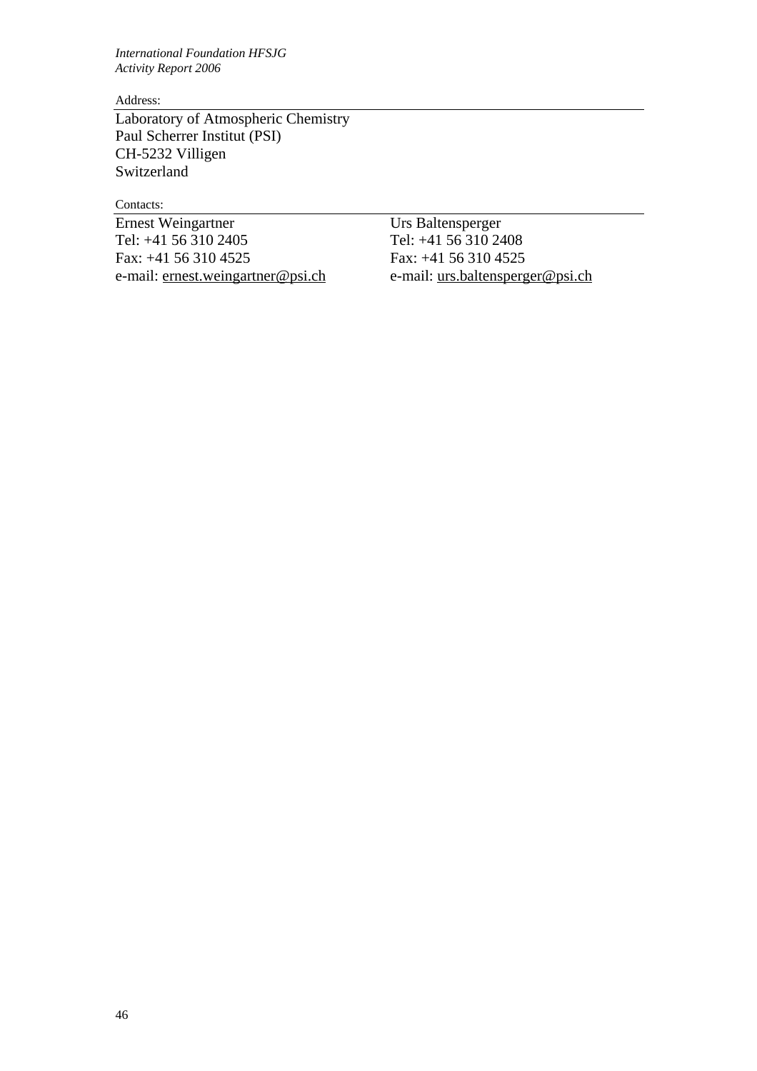Address:

Laboratory of Atmospheric Chemistry
Paul Scherrer Institut (PSI)
CH-5232 Villigen
Switzerland

Contacts:

Ernest Weingartner
Tel: +41 56 310 2405
Fax: +41 56 310 4525
e-mail: ernest.weingartner@psi.ch

Urs Baltensperger
Tel: +41 56 310 2408
Fax: +41 56 310 4525
e-mail: urs.baltensperger@psi.ch